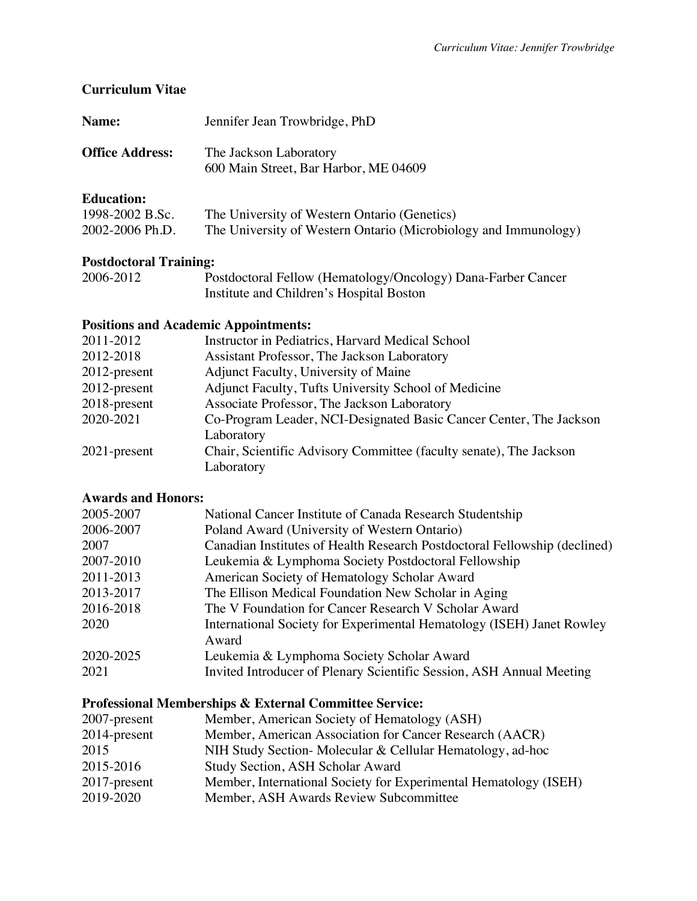# Curriculum Vitae

**Name:** Jennifer Jean Trowbridge, PhD

**Office Address:** The Jackson Laboratory
600 Main Street, Bar Harbor, ME 04609

## Education:

| | |
|---|---|
| 1998-2002 B.Sc. | The University of Western Ontario (Genetics) |
| 2002-2006 Ph.D. | The University of Western Ontario (Microbiology and Immunology) |

## Postdoctoral Training:

| | |
|---|---|
| 2006-2012 | Postdoctoral Fellow (Hematology/Oncology) Dana-Farber Cancer Institute and Children's Hospital Boston |

## Positions and Academic Appointments:

| | |
|---|---|
| 2011-2012 | Instructor in Pediatrics, Harvard Medical School |
| 2012-2018 | Assistant Professor, The Jackson Laboratory |
| 2012-present | Adjunct Faculty, University of Maine |
| 2012-present | Adjunct Faculty, Tufts University School of Medicine |
| 2018-present | Associate Professor, The Jackson Laboratory |
| 2020-2021 | Co-Program Leader, NCI-Designated Basic Cancer Center, The Jackson Laboratory |
| 2021-present | Chair, Scientific Advisory Committee (faculty senate), The Jackson Laboratory |

## Awards and Honors:

| | |
|---|---|
| 2005-2007 | National Cancer Institute of Canada Research Studentship |
| 2006-2007 | Poland Award (University of Western Ontario) |
| 2007 | Canadian Institutes of Health Research Postdoctoral Fellowship (declined) |
| 2007-2010 | Leukemia & Lymphoma Society Postdoctoral Fellowship |
| 2011-2013 | American Society of Hematology Scholar Award |
| 2013-2017 | The Ellison Medical Foundation New Scholar in Aging |
| 2016-2018 | The V Foundation for Cancer Research V Scholar Award |
| 2020 | International Society for Experimental Hematology (ISEH) Janet Rowley Award |
| 2020-2025 | Leukemia & Lymphoma Society Scholar Award |
| 2021 | Invited Introducer of Plenary Scientific Session, ASH Annual Meeting |

## Professional Memberships & External Committee Service:

| | |
|---|---|
| 2007-present | Member, American Society of Hematology (ASH) |
| 2014-present | Member, American Association for Cancer Research (AACR) |
| 2015 | NIH Study Section- Molecular & Cellular Hematology, ad-hoc |
| 2015-2016 | Study Section, ASH Scholar Award |
| 2017-present | Member, International Society for Experimental Hematology (ISEH) |
| 2019-2020 | Member, ASH Awards Review Subcommittee |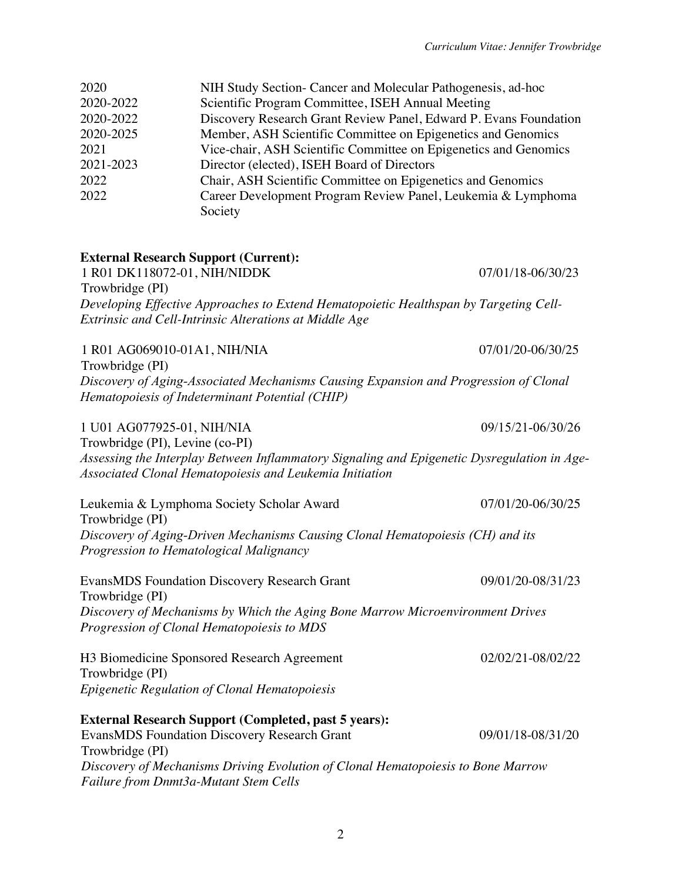| | |
|---|---|
| 2020 | NIH Study Section- Cancer and Molecular Pathogenesis, ad-hoc |
| 2020-2022 | Scientific Program Committee, ISEH Annual Meeting |
| 2020-2022 | Discovery Research Grant Review Panel, Edward P. Evans Foundation |
| 2020-2025 | Member, ASH Scientific Committee on Epigenetics and Genomics |
| 2021 | Vice-chair, ASH Scientific Committee on Epigenetics and Genomics |
| 2021-2023 | Director (elected), ISEH Board of Directors |
| 2022 | Chair, ASH Scientific Committee on Epigenetics and Genomics |
| 2022 | Career Development Program Review Panel, Leukemia & Lymphoma Society |

**External Research Support (Current):**

1 R01 DK118072-01, NIH/NIDDK 07/01/18-06/30/23
Trowbridge (PI)
*Developing Effective Approaches to Extend Hematopoietic Healthspan by Targeting Cell-Extrinsic and Cell-Intrinsic Alterations at Middle Age*

1 R01 AG069010-01A1, NIH/NIA 07/01/20-06/30/25
Trowbridge (PI)
*Discovery of Aging-Associated Mechanisms Causing Expansion and Progression of Clonal Hematopoiesis of Indeterminant Potential (CHIP)*

1 U01 AG077925-01, NIH/NIA 09/15/21-06/30/26
Trowbridge (PI), Levine (co-PI)
*Assessing the Interplay Between Inflammatory Signaling and Epigenetic Dysregulation in Age-Associated Clonal Hematopoiesis and Leukemia Initiation*

Leukemia & Lymphoma Society Scholar Award 07/01/20-06/30/25
Trowbridge (PI)
*Discovery of Aging-Driven Mechanisms Causing Clonal Hematopoiesis (CH) and its Progression to Hematological Malignancy*

EvansMDS Foundation Discovery Research Grant 09/01/20-08/31/23
Trowbridge (PI)
*Discovery of Mechanisms by Which the Aging Bone Marrow Microenvironment Drives Progression of Clonal Hematopoiesis to MDS*

H3 Biomedicine Sponsored Research Agreement 02/02/21-08/02/22
Trowbridge (PI)
*Epigenetic Regulation of Clonal Hematopoiesis*

**External Research Support (Completed, past 5 years):**

EvansMDS Foundation Discovery Research Grant 09/01/18-08/31/20
Trowbridge (PI)
*Discovery of Mechanisms Driving Evolution of Clonal Hematopoiesis to Bone Marrow Failure from Dnmt3a-Mutant Stem Cells*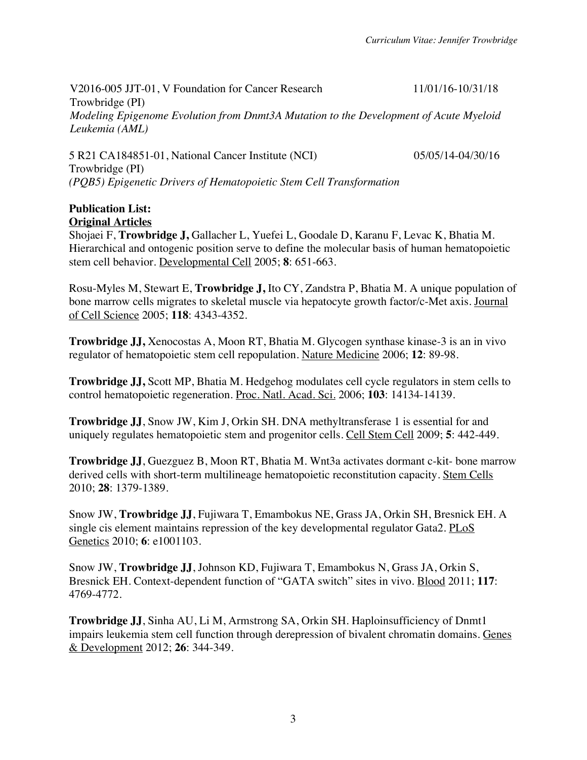V2016-005 JJT-01, V Foundation for Cancer Research 11/01/16-10/31/18
Trowbridge (PI)
*Modeling Epigenome Evolution from Dnmt3A Mutation to the Development of Acute Myeloid Leukemia (AML)*

5 R21 CA184851-01, National Cancer Institute (NCI) 05/05/14-04/30/16
Trowbridge (PI)
*(PQB5) Epigenetic Drivers of Hematopoietic Stem Cell Transformation*

**Publication List:**
**Original Articles**

Shojaei F, **Trowbridge J,** Gallacher L, Yuefei L, Goodale D, Karanu F, Levac K, Bhatia M. Hierarchical and ontogenic position serve to define the molecular basis of human hematopoietic stem cell behavior. Developmental Cell 2005; **8**: 651-663.

Rosu-Myles M, Stewart E, **Trowbridge J,** Ito CY, Zandstra P, Bhatia M. A unique population of bone marrow cells migrates to skeletal muscle via hepatocyte growth factor/c-Met axis. Journal of Cell Science 2005; **118**: 4343-4352.

**Trowbridge JJ,** Xenocostas A, Moon RT, Bhatia M. Glycogen synthase kinase-3 is an in vivo regulator of hematopoietic stem cell repopulation. Nature Medicine 2006; **12**: 89-98.

**Trowbridge JJ,** Scott MP, Bhatia M. Hedgehog modulates cell cycle regulators in stem cells to control hematopoietic regeneration. Proc. Natl. Acad. Sci. 2006; **103**: 14134-14139.

**Trowbridge JJ**, Snow JW, Kim J, Orkin SH. DNA methyltransferase 1 is essential for and uniquely regulates hematopoietic stem and progenitor cells. Cell Stem Cell 2009; **5**: 442-449.

**Trowbridge JJ**, Guezguez B, Moon RT, Bhatia M. Wnt3a activates dormant c-kit- bone marrow derived cells with short-term multilineage hematopoietic reconstitution capacity. Stem Cells 2010; **28**: 1379-1389.

Snow JW, **Trowbridge JJ**, Fujiwara T, Emambokus NE, Grass JA, Orkin SH, Bresnick EH. A single cis element maintains repression of the key developmental regulator Gata2. PLoS Genetics 2010; **6**: e1001103.

Snow JW, **Trowbridge JJ**, Johnson KD, Fujiwara T, Emambokus N, Grass JA, Orkin S, Bresnick EH. Context-dependent function of "GATA switch" sites in vivo. Blood 2011; **117**: 4769-4772.

**Trowbridge JJ**, Sinha AU, Li M, Armstrong SA, Orkin SH. Haploinsufficiency of Dnmt1 impairs leukemia stem cell function through derepression of bivalent chromatin domains. Genes & Development 2012; **26**: 344-349.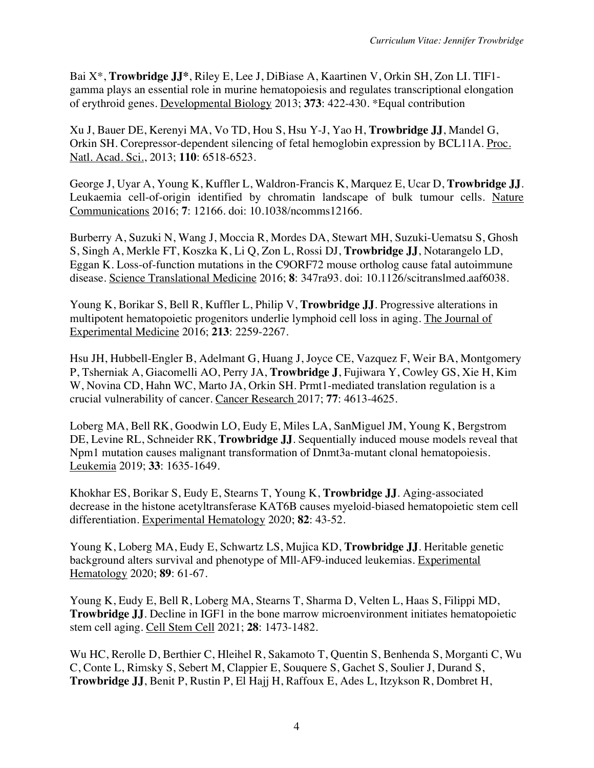Bai X*, **Trowbridge JJ***, Riley E, Lee J, DiBiase A, Kaartinen V, Orkin SH, Zon LI. TIF1-gamma plays an essential role in murine hematopoiesis and regulates transcriptional elongation of erythroid genes. Developmental Biology 2013; **373**: 422-430. *Equal contribution

Xu J, Bauer DE, Kerenyi MA, Vo TD, Hou S, Hsu Y-J, Yao H, **Trowbridge JJ**, Mandel G, Orkin SH. Corepressor-dependent silencing of fetal hemoglobin expression by BCL11A. Proc. Natl. Acad. Sci., 2013; **110**: 6518-6523.

George J, Uyar A, Young K, Kuffler L, Waldron-Francis K, Marquez E, Ucar D, **Trowbridge JJ**. Leukaemia cell-of-origin identified by chromatin landscape of bulk tumour cells. Nature Communications 2016; **7**: 12166. doi: 10.1038/ncomms12166.

Burberry A, Suzuki N, Wang J, Moccia R, Mordes DA, Stewart MH, Suzuki-Uematsu S, Ghosh S, Singh A, Merkle FT, Koszka K, Li Q, Zon L, Rossi DJ, **Trowbridge JJ**, Notarangelo LD, Eggan K. Loss-of-function mutations in the C9ORF72 mouse ortholog cause fatal autoimmune disease. Science Translational Medicine 2016; **8**: 347ra93. doi: 10.1126/scitranslmed.aaf6038.

Young K, Borikar S, Bell R, Kuffler L, Philip V, **Trowbridge JJ**. Progressive alterations in multipotent hematopoietic progenitors underlie lymphoid cell loss in aging. The Journal of Experimental Medicine 2016; **213**: 2259-2267.

Hsu JH, Hubbell-Engler B, Adelmant G, Huang J, Joyce CE, Vazquez F, Weir BA, Montgomery P, Tsherniak A, Giacomelli AO, Perry JA, **Trowbridge J**, Fujiwara Y, Cowley GS, Xie H, Kim W, Novina CD, Hahn WC, Marto JA, Orkin SH. Prmt1-mediated translation regulation is a crucial vulnerability of cancer. Cancer Research 2017; **77**: 4613-4625.

Loberg MA, Bell RK, Goodwin LO, Eudy E, Miles LA, SanMiguel JM, Young K, Bergstrom DE, Levine RL, Schneider RK, **Trowbridge JJ**. Sequentially induced mouse models reveal that Npm1 mutation causes malignant transformation of Dnmt3a-mutant clonal hematopoiesis. Leukemia 2019; **33**: 1635-1649.

Khokhar ES, Borikar S, Eudy E, Stearns T, Young K, **Trowbridge JJ**. Aging-associated decrease in the histone acetyltransferase KAT6B causes myeloid-biased hematopoietic stem cell differentiation. Experimental Hematology 2020; **82**: 43-52.

Young K, Loberg MA, Eudy E, Schwartz LS, Mujica KD, **Trowbridge JJ**. Heritable genetic background alters survival and phenotype of Mll-AF9-induced leukemias. Experimental Hematology 2020; **89**: 61-67.

Young K, Eudy E, Bell R, Loberg MA, Stearns T, Sharma D, Velten L, Haas S, Filippi MD, **Trowbridge JJ**. Decline in IGF1 in the bone marrow microenvironment initiates hematopoietic stem cell aging. Cell Stem Cell 2021; **28**: 1473-1482.

Wu HC, Rerolle D, Berthier C, Hleihel R, Sakamoto T, Quentin S, Benhenda S, Morganti C, Wu C, Conte L, Rimsky S, Sebert M, Clappier E, Souquere S, Gachet S, Soulier J, Durand S, **Trowbridge JJ**, Benit P, Rustin P, El Hajj H, Raffoux E, Ades L, Itzykson R, Dombret H,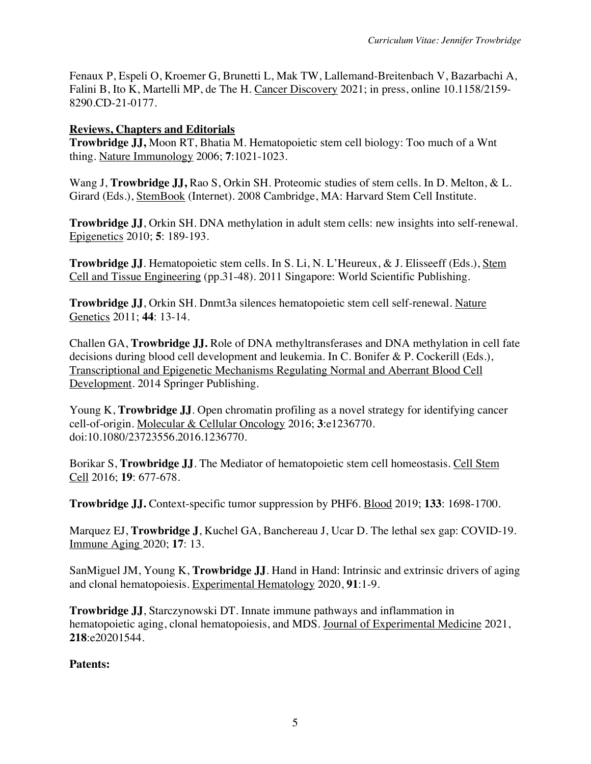Fenaux P, Espeli O, Kroemer G, Brunetti L, Mak TW, Lallemand-Breitenbach V, Bazarbachi A, Falini B, Ito K, Martelli MP, de The H. Cancer Discovery 2021; in press, online 10.1158/2159-8290.CD-21-0177.

**Reviews, Chapters and Editorials**

**Trowbridge JJ,** Moon RT, Bhatia M. Hematopoietic stem cell biology: Too much of a Wnt thing. Nature Immunology 2006; **7**:1021-1023.

Wang J, **Trowbridge JJ,** Rao S, Orkin SH. Proteomic studies of stem cells. In D. Melton, & L. Girard (Eds.), StemBook (Internet). 2008 Cambridge, MA: Harvard Stem Cell Institute.

**Trowbridge JJ**, Orkin SH. DNA methylation in adult stem cells: new insights into self-renewal. Epigenetics 2010; **5**: 189-193.

**Trowbridge JJ**. Hematopoietic stem cells. In S. Li, N. L'Heureux, & J. Elisseeff (Eds.), Stem Cell and Tissue Engineering (pp.31-48). 2011 Singapore: World Scientific Publishing.

**Trowbridge JJ**, Orkin SH. Dnmt3a silences hematopoietic stem cell self-renewal. Nature Genetics 2011; **44**: 13-14.

Challen GA, **Trowbridge JJ.** Role of DNA methyltransferases and DNA methylation in cell fate decisions during blood cell development and leukemia. In C. Bonifer & P. Cockerill (Eds.), Transcriptional and Epigenetic Mechanisms Regulating Normal and Aberrant Blood Cell Development. 2014 Springer Publishing.

Young K, **Trowbridge JJ**. Open chromatin profiling as a novel strategy for identifying cancer cell-of-origin. Molecular & Cellular Oncology 2016; **3**:e1236770. doi:10.1080/23723556.2016.1236770.

Borikar S, **Trowbridge JJ**. The Mediator of hematopoietic stem cell homeostasis. Cell Stem Cell 2016; **19**: 677-678.

**Trowbridge JJ.** Context-specific tumor suppression by PHF6. Blood 2019; **133**: 1698-1700.

Marquez EJ, **Trowbridge J**, Kuchel GA, Banchereau J, Ucar D. The lethal sex gap: COVID-19. Immune Aging 2020; **17**: 13.

SanMiguel JM, Young K, **Trowbridge JJ**. Hand in Hand: Intrinsic and extrinsic drivers of aging and clonal hematopoiesis. Experimental Hematology 2020, **91**:1-9.

**Trowbridge JJ**, Starczynowski DT. Innate immune pathways and inflammation in hematopoietic aging, clonal hematopoiesis, and MDS. Journal of Experimental Medicine 2021, **218**:e20201544.

**Patents:**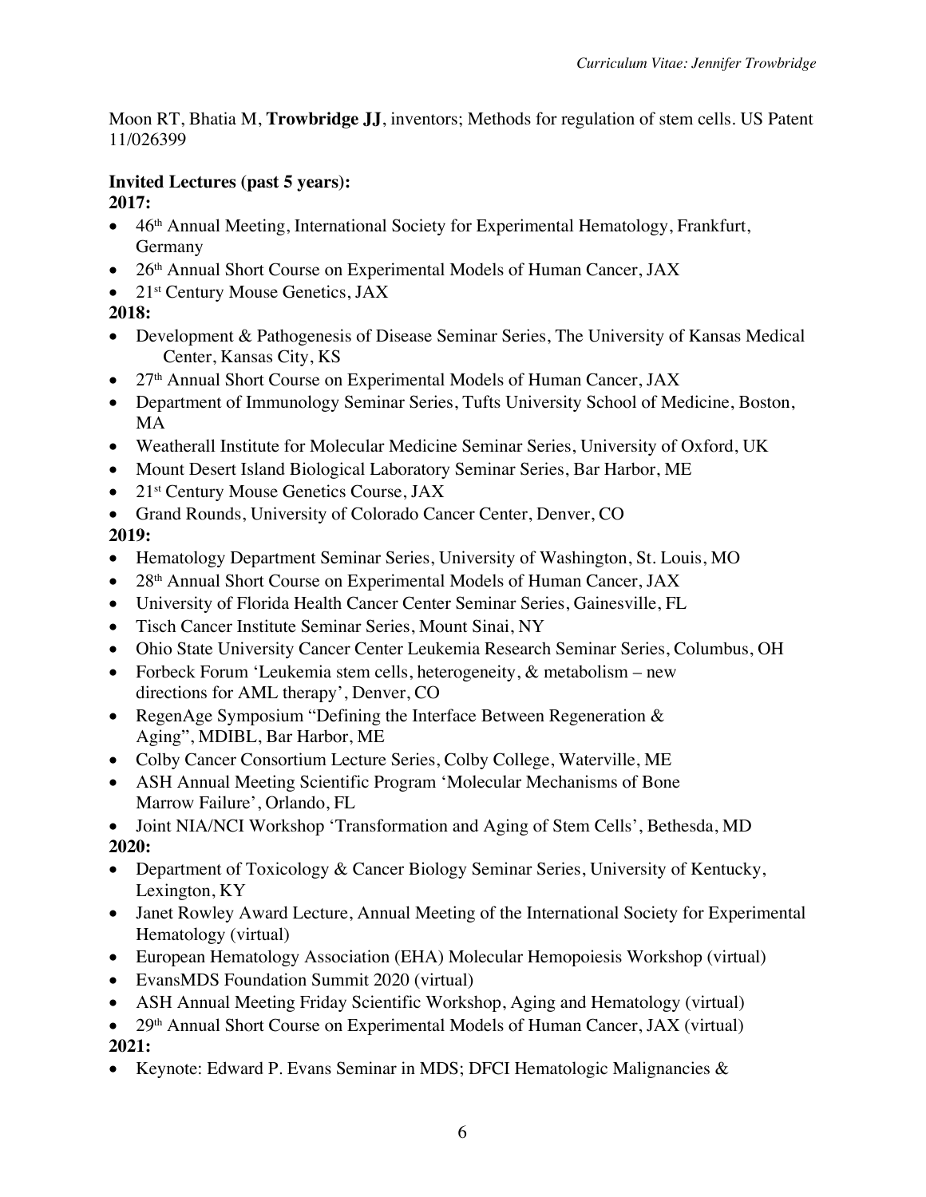Moon RT, Bhatia M, **Trowbridge JJ**, inventors; Methods for regulation of stem cells. US Patent 11/026399

**Invited Lectures (past 5 years):**

**2017:**

- 46th Annual Meeting, International Society for Experimental Hematology, Frankfurt, Germany
- 26th Annual Short Course on Experimental Models of Human Cancer, JAX
- 21st Century Mouse Genetics, JAX

**2018:**

- Development & Pathogenesis of Disease Seminar Series, The University of Kansas Medical Center, Kansas City, KS
- 27th Annual Short Course on Experimental Models of Human Cancer, JAX
- Department of Immunology Seminar Series, Tufts University School of Medicine, Boston, MA
- Weatherall Institute for Molecular Medicine Seminar Series, University of Oxford, UK
- Mount Desert Island Biological Laboratory Seminar Series, Bar Harbor, ME
- 21st Century Mouse Genetics Course, JAX
- Grand Rounds, University of Colorado Cancer Center, Denver, CO

**2019:**

- Hematology Department Seminar Series, University of Washington, St. Louis, MO
- 28th Annual Short Course on Experimental Models of Human Cancer, JAX
- University of Florida Health Cancer Center Seminar Series, Gainesville, FL
- Tisch Cancer Institute Seminar Series, Mount Sinai, NY
- Ohio State University Cancer Center Leukemia Research Seminar Series, Columbus, OH
- Forbeck Forum 'Leukemia stem cells, heterogeneity, & metabolism – new directions for AML therapy', Denver, CO
- RegenAge Symposium "Defining the Interface Between Regeneration & Aging", MDIBL, Bar Harbor, ME
- Colby Cancer Consortium Lecture Series, Colby College, Waterville, ME
- ASH Annual Meeting Scientific Program 'Molecular Mechanisms of Bone Marrow Failure', Orlando, FL
- Joint NIA/NCI Workshop 'Transformation and Aging of Stem Cells', Bethesda, MD

**2020:**

- Department of Toxicology & Cancer Biology Seminar Series, University of Kentucky, Lexington, KY
- Janet Rowley Award Lecture, Annual Meeting of the International Society for Experimental Hematology (virtual)
- European Hematology Association (EHA) Molecular Hemopoiesis Workshop (virtual)
- EvansMDS Foundation Summit 2020 (virtual)
- ASH Annual Meeting Friday Scientific Workshop, Aging and Hematology (virtual)
- 29th Annual Short Course on Experimental Models of Human Cancer, JAX (virtual)

**2021:**

- Keynote: Edward P. Evans Seminar in MDS; DFCI Hematologic Malignancies &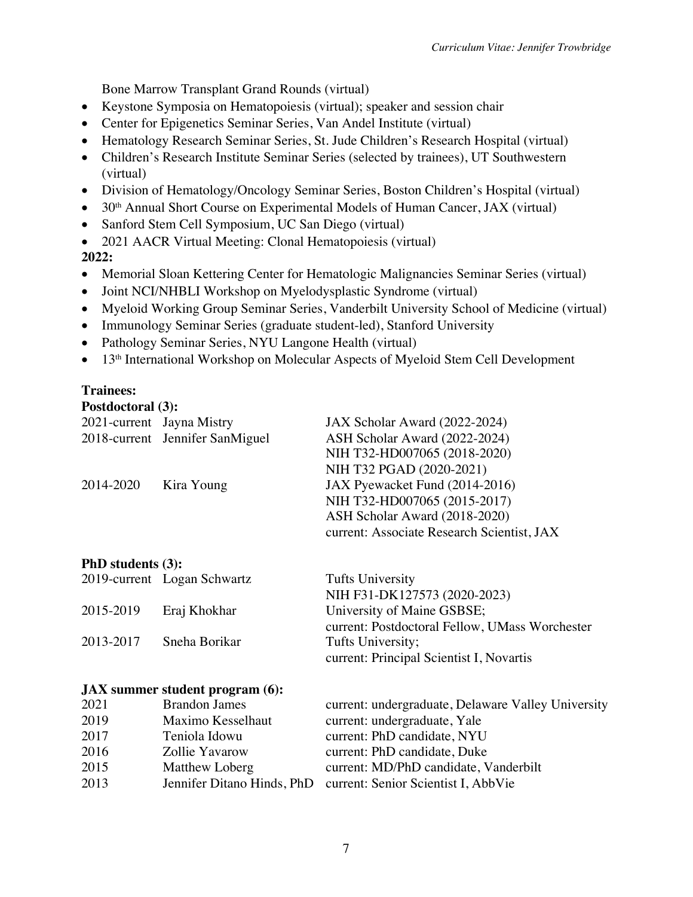Bone Marrow Transplant Grand Rounds (virtual)

- Keystone Symposia on Hematopoiesis (virtual); speaker and session chair
- Center for Epigenetics Seminar Series, Van Andel Institute (virtual)
- Hematology Research Seminar Series, St. Jude Children's Research Hospital (virtual)
- Children's Research Institute Seminar Series (selected by trainees), UT Southwestern (virtual)
- Division of Hematology/Oncology Seminar Series, Boston Children's Hospital (virtual)
- 30th Annual Short Course on Experimental Models of Human Cancer, JAX (virtual)
- Sanford Stem Cell Symposium, UC San Diego (virtual)
- 2021 AACR Virtual Meeting: Clonal Hematopoiesis (virtual)

**2022:**

- Memorial Sloan Kettering Center for Hematologic Malignancies Seminar Series (virtual)
- Joint NCI/NHBLI Workshop on Myelodysplastic Syndrome (virtual)
- Myeloid Working Group Seminar Series, Vanderbilt University School of Medicine (virtual)
- Immunology Seminar Series (graduate student-led), Stanford University
- Pathology Seminar Series, NYU Langone Health (virtual)
- 13th International Workshop on Molecular Aspects of Myeloid Stem Cell Development

**Trainees:**

**Postdoctoral (3):**

| | | |
|---|---|---|
| 2021-current | Jayna Mistry | JAX Scholar Award (2022-2024) |
| 2018-current | Jennifer SanMiguel | ASH Scholar Award (2022-2024) |
| | | NIH T32-HD007065 (2018-2020) |
| | | NIH T32 PGAD (2020-2021) |
| 2014-2020 | Kira Young | JAX Pyewacket Fund (2014-2016) |
| | | NIH T32-HD007065 (2015-2017) |
| | | ASH Scholar Award (2018-2020) |
| | | current: Associate Research Scientist, JAX |

**PhD students (3):**

| | | |
|---|---|---|
| 2019-current | Logan Schwartz | Tufts University |
| | | NIH F31-DK127573 (2020-2023) |
| 2015-2019 | Eraj Khokhar | University of Maine GSBSE; |
| | | current: Postdoctoral Fellow, UMass Worchester |
| 2013-2017 | Sneha Borikar | Tufts University; |
| | | current: Principal Scientist I, Novartis |

**JAX summer student program (6):**

| | | |
|---|---|---|
| 2021 | Brandon James | current: undergraduate, Delaware Valley University |
| 2019 | Maximo Kesselhaut | current: undergraduate, Yale |
| 2017 | Teniola Idowu | current: PhD candidate, NYU |
| 2016 | Zollie Yavarow | current: PhD candidate, Duke |
| 2015 | Matthew Loberg | current: MD/PhD candidate, Vanderbilt |
| 2013 | Jennifer Ditano Hinds, PhD | current: Senior Scientist I, AbbVie |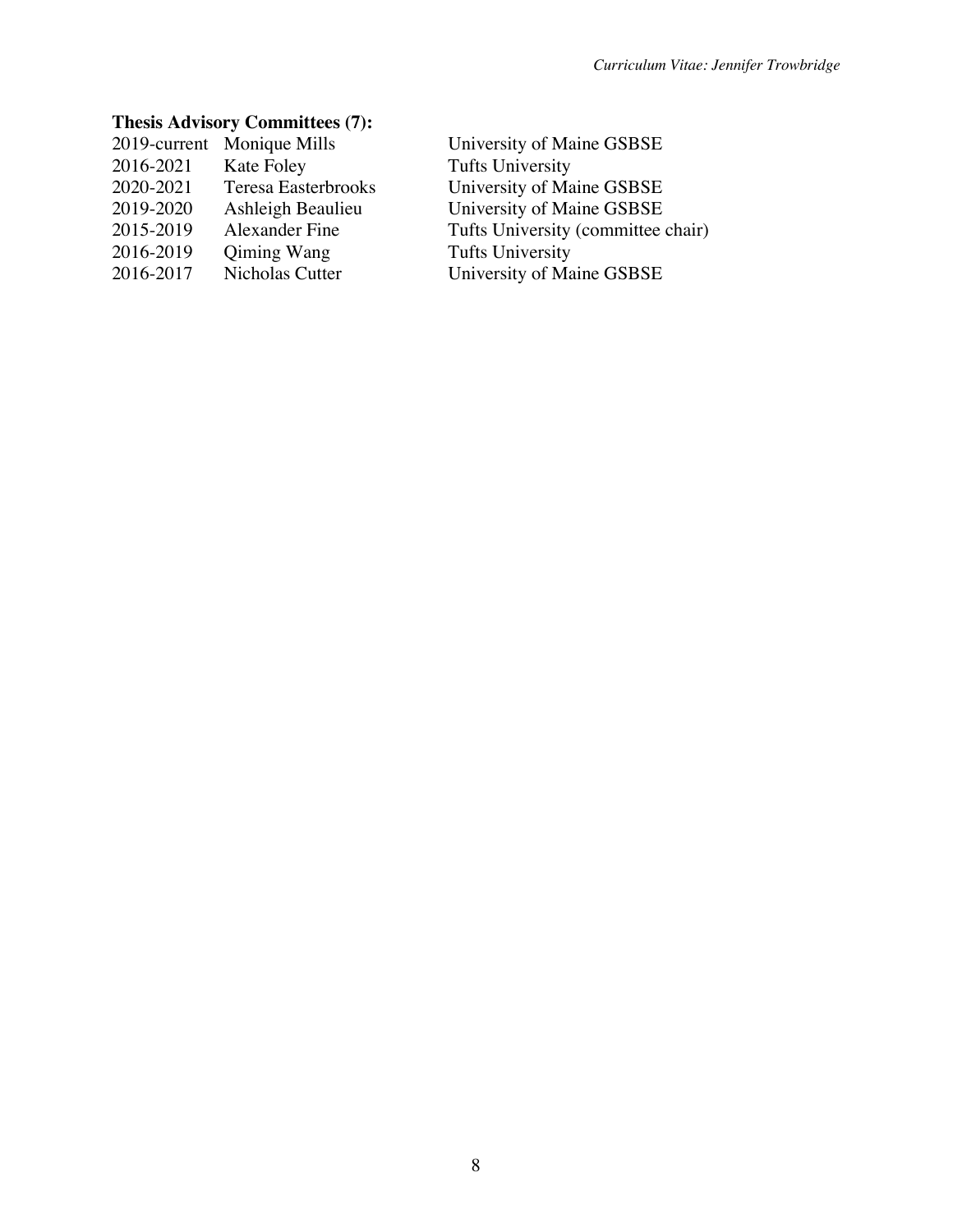**Thesis Advisory Committees (7):**

| | | |
|---|---|---|
| 2019-current | Monique Mills | University of Maine GSBSE |
| 2016-2021 | Kate Foley | Tufts University |
| 2020-2021 | Teresa Easterbrooks | University of Maine GSBSE |
| 2019-2020 | Ashleigh Beaulieu | University of Maine GSBSE |
| 2015-2019 | Alexander Fine | Tufts University (committee chair) |
| 2016-2019 | Qiming Wang | Tufts University |
| 2016-2017 | Nicholas Cutter | University of Maine GSBSE |